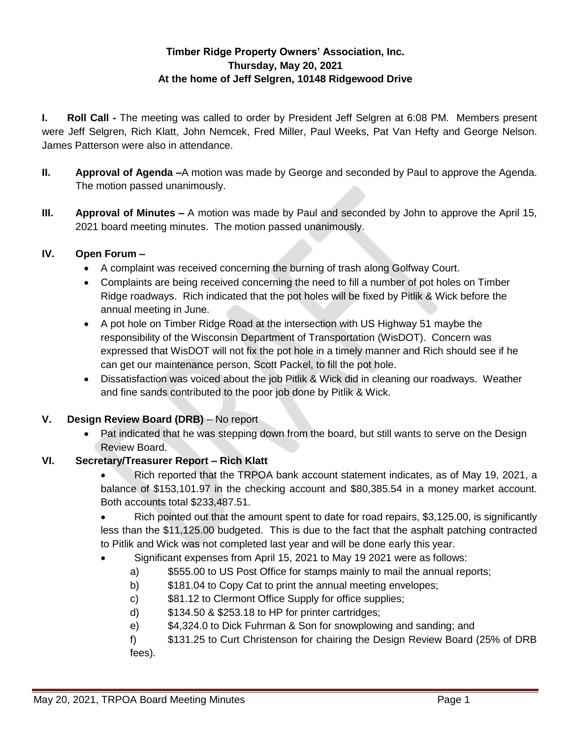**Timber Ridge Property Owners' Association, Inc.**
**Thursday, May 20, 2021**
**At the home of Jeff Selgren, 10148 Ridgewood Drive**

**I. Roll Call -** The meeting was called to order by President Jeff Selgren at 6:08 PM. Members present were Jeff Selgren, Rich Klatt, John Nemcek, Fred Miller, Paul Weeks, Pat Van Hefty and George Nelson. James Patterson were also in attendance.

**II. Approval of Agenda –**A motion was made by George and seconded by Paul to approve the Agenda. The motion passed unanimously.

**III. Approval of Minutes –** A motion was made by Paul and seconded by John to approve the April 15, 2021 board meeting minutes. The motion passed unanimously.

**IV. Open Forum –**

- A complaint was received concerning the burning of trash along Golfway Court.
- Complaints are being received concerning the need to fill a number of pot holes on Timber Ridge roadways. Rich indicated that the pot holes will be fixed by Pitlik & Wick before the annual meeting in June.
- A pot hole on Timber Ridge Road at the intersection with US Highway 51 maybe the responsibility of the Wisconsin Department of Transportation (WisDOT). Concern was expressed that WisDOT will not fix the pot hole in a timely manner and Rich should see if he can get our maintenance person, Scott Packel, to fill the pot hole.
- Dissatisfaction was voiced about the job Pitlik & Wick did in cleaning our roadways. Weather and fine sands contributed to the poor job done by Pitlik & Wick.

**V. Design Review Board (DRB)** – No report

- Pat indicated that he was stepping down from the board, but still wants to serve on the Design Review Board.

**VI. Secretary/Treasurer Report – Rich Klatt**

- Rich reported that the TRPOA bank account statement indicates, as of May 19, 2021, a balance of $153,101.97 in the checking account and $80,385.54 in a money market account. Both accounts total $233,487.51.
- Rich pointed out that the amount spent to date for road repairs, $3,125.00, is significantly less than the $11,125.00 budgeted. This is due to the fact that the asphalt patching contracted to Pitlik and Wick was not completed last year and will be done early this year.
- Significant expenses from April 15, 2021 to May 19 2021 were as follows:
  - a) $555.00 to US Post Office for stamps mainly to mail the annual reports;
  - b) $181.04 to Copy Cat to print the annual meeting envelopes;
  - c) $81.12 to Clermont Office Supply for office supplies;
  - d) $134.50 & $253.18 to HP for printer cartridges;
  - e) $4,324.0 to Dick Fuhrman & Son for snowplowing and sanding; and
  - f) $131.25 to Curt Christenson for chairing the Design Review Board (25% of DRB fees).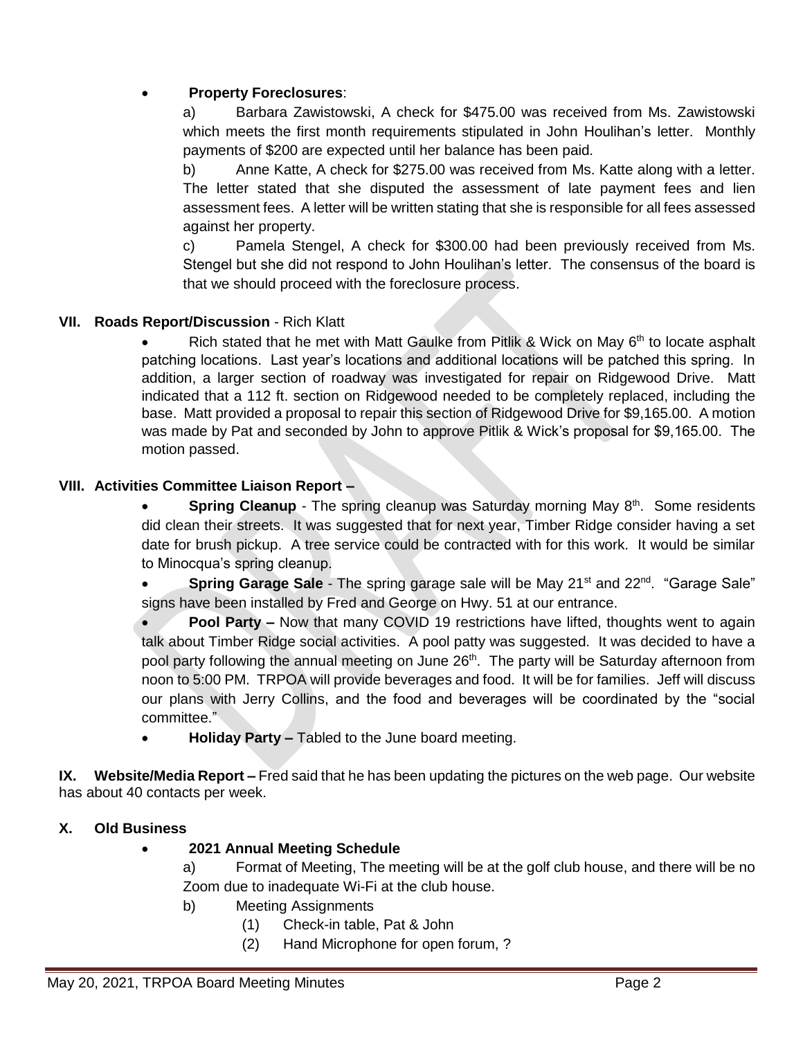- **Property Foreclosures**:

  a) Barbara Zawistowski, A check for $475.00 was received from Ms. Zawistowski which meets the first month requirements stipulated in John Houlihan's letter. Monthly payments of $200 are expected until her balance has been paid.

  b) Anne Katte, A check for $275.00 was received from Ms. Katte along with a letter. The letter stated that she disputed the assessment of late payment fees and lien assessment fees. A letter will be written stating that she is responsible for all fees assessed against her property.

  c) Pamela Stengel, A check for $300.00 had been previously received from Ms. Stengel but she did not respond to John Houlihan's letter. The consensus of the board is that we should proceed with the foreclosure process.

**VII. Roads Report/Discussion** - Rich Klatt

- Rich stated that he met with Matt Gaulke from Pitlik & Wick on May 6th to locate asphalt patching locations. Last year's locations and additional locations will be patched this spring. In addition, a larger section of roadway was investigated for repair on Ridgewood Drive. Matt indicated that a 112 ft. section on Ridgewood needed to be completely replaced, including the base. Matt provided a proposal to repair this section of Ridgewood Drive for $9,165.00. A motion was made by Pat and seconded by John to approve Pitlik & Wick's proposal for $9,165.00. The motion passed.

**VIII. Activities Committee Liaison Report –**

- **Spring Cleanup** - The spring cleanup was Saturday morning May 8th. Some residents did clean their streets. It was suggested that for next year, Timber Ridge consider having a set date for brush pickup. A tree service could be contracted with for this work. It would be similar to Minocqua's spring cleanup.
- **Spring Garage Sale** - The spring garage sale will be May 21st and 22nd. "Garage Sale" signs have been installed by Fred and George on Hwy. 51 at our entrance.
- **Pool Party –** Now that many COVID 19 restrictions have lifted, thoughts went to again talk about Timber Ridge social activities. A pool patty was suggested. It was decided to have a pool party following the annual meeting on June 26th. The party will be Saturday afternoon from noon to 5:00 PM. TRPOA will provide beverages and food. It will be for families. Jeff will discuss our plans with Jerry Collins, and the food and beverages will be coordinated by the "social committee."
- **Holiday Party –** Tabled to the June board meeting.

**IX. Website/Media Report –** Fred said that he has been updating the pictures on the web page. Our website has about 40 contacts per week.

**X. Old Business**

- **2021 Annual Meeting Schedule**

  a) Format of Meeting, The meeting will be at the golf club house, and there will be no Zoom due to inadequate Wi-Fi at the club house.

  b) Meeting Assignments

  (1) Check-in table, Pat & John

  (2) Hand Microphone for open forum, ?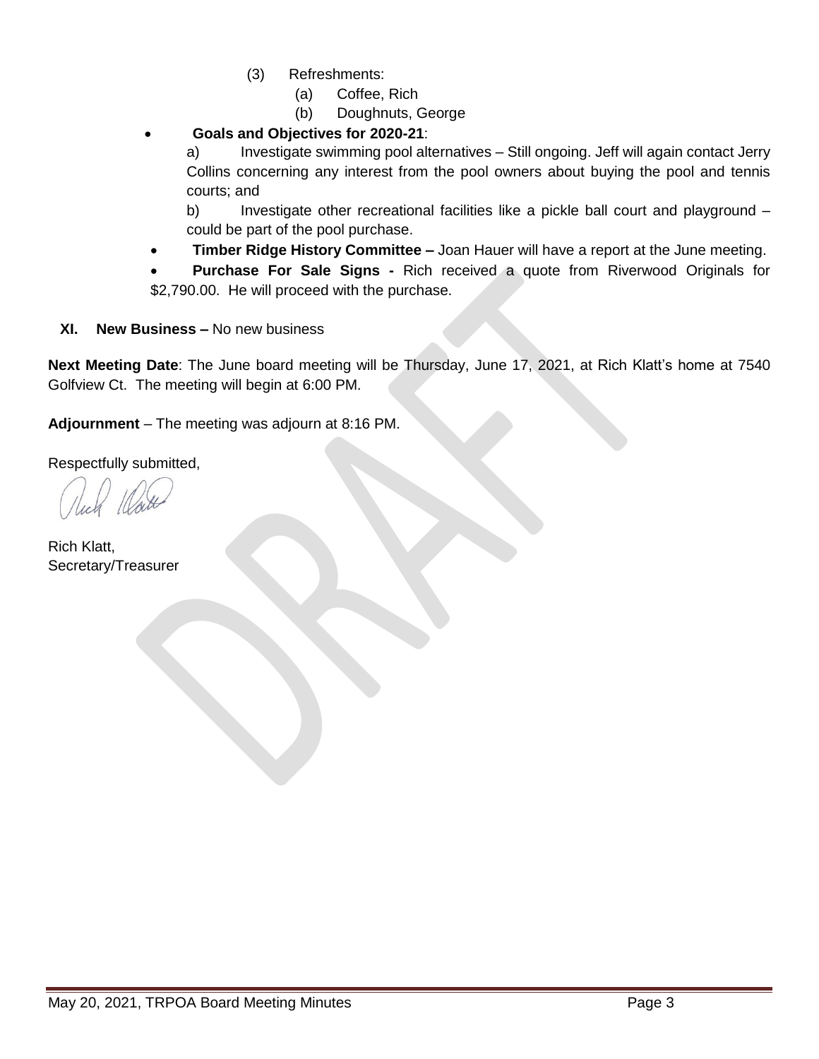(3) Refreshments:

(a) Coffee, Rich

(b) Doughnuts, George

- **Goals and Objectives for 2020-21**:

  a) Investigate swimming pool alternatives – Still ongoing. Jeff will again contact Jerry Collins concerning any interest from the pool owners about buying the pool and tennis courts; and

  b) Investigate other recreational facilities like a pickle ball court and playground – could be part of the pool purchase.

- **Timber Ridge History Committee –** Joan Hauer will have a report at the June meeting.
- **Purchase For Sale Signs -** Rich received a quote from Riverwood Originals for $2,790.00. He will proceed with the purchase.

**XI. New Business –** No new business

**Next Meeting Date**: The June board meeting will be Thursday, June 17, 2021, at Rich Klatt's home at 7540 Golfview Ct. The meeting will begin at 6:00 PM.

**Adjournment** – The meeting was adjourn at 8:16 PM.

Respectfully submitted,

Rich Klatt,
Secretary/Treasurer

DRAFT